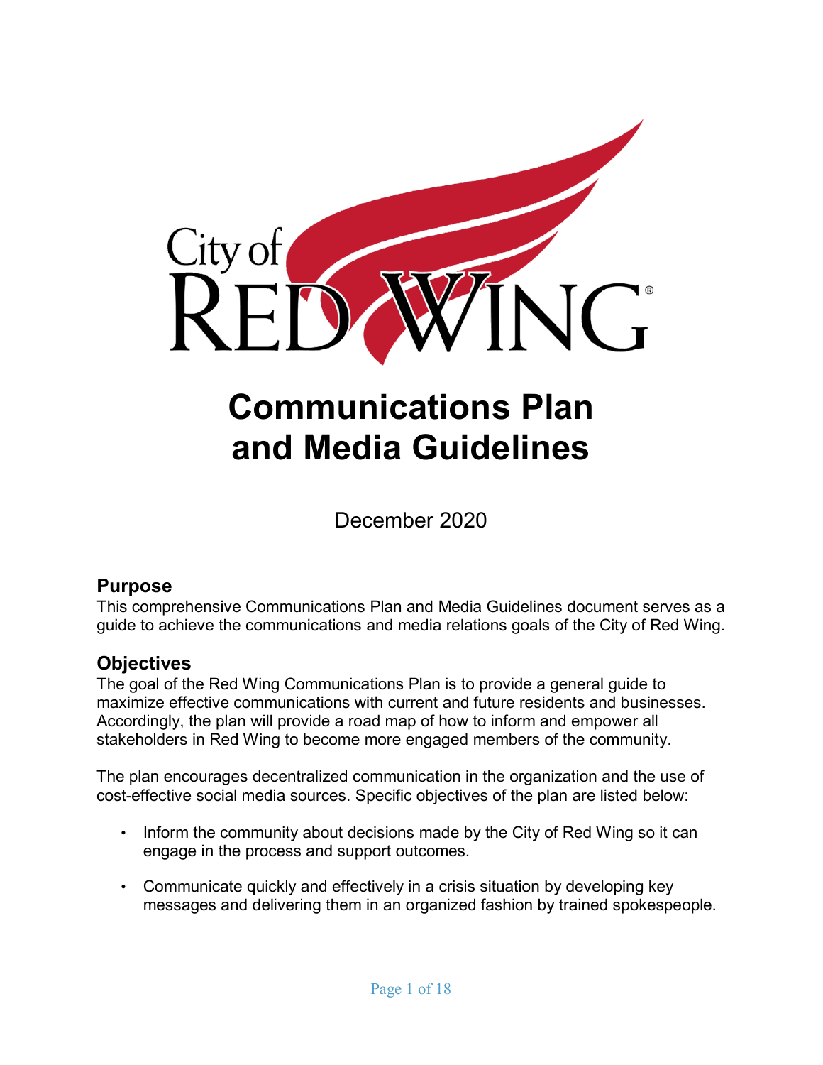City of RED WING®

# Communications Plan and Media Guidelines

December 2020

## Purpose

This comprehensive Communications Plan and Media Guidelines document serves as a guide to achieve the communications and media relations goals of the City of Red Wing.

## Objectives

The goal of the Red Wing Communications Plan is to provide a general guide to maximize effective communications with current and future residents and businesses. Accordingly, the plan will provide a road map of how to inform and empower all stakeholders in Red Wing to become more engaged members of the community.

The plan encourages decentralized communication in the organization and the use of cost-effective social media sources. Specific objectives of the plan are listed below:

- Inform the community about decisions made by the City of Red Wing so it can engage in the process and support outcomes.
- Communicate quickly and effectively in a crisis situation by developing key messages and delivering them in an organized fashion by trained spokespeople.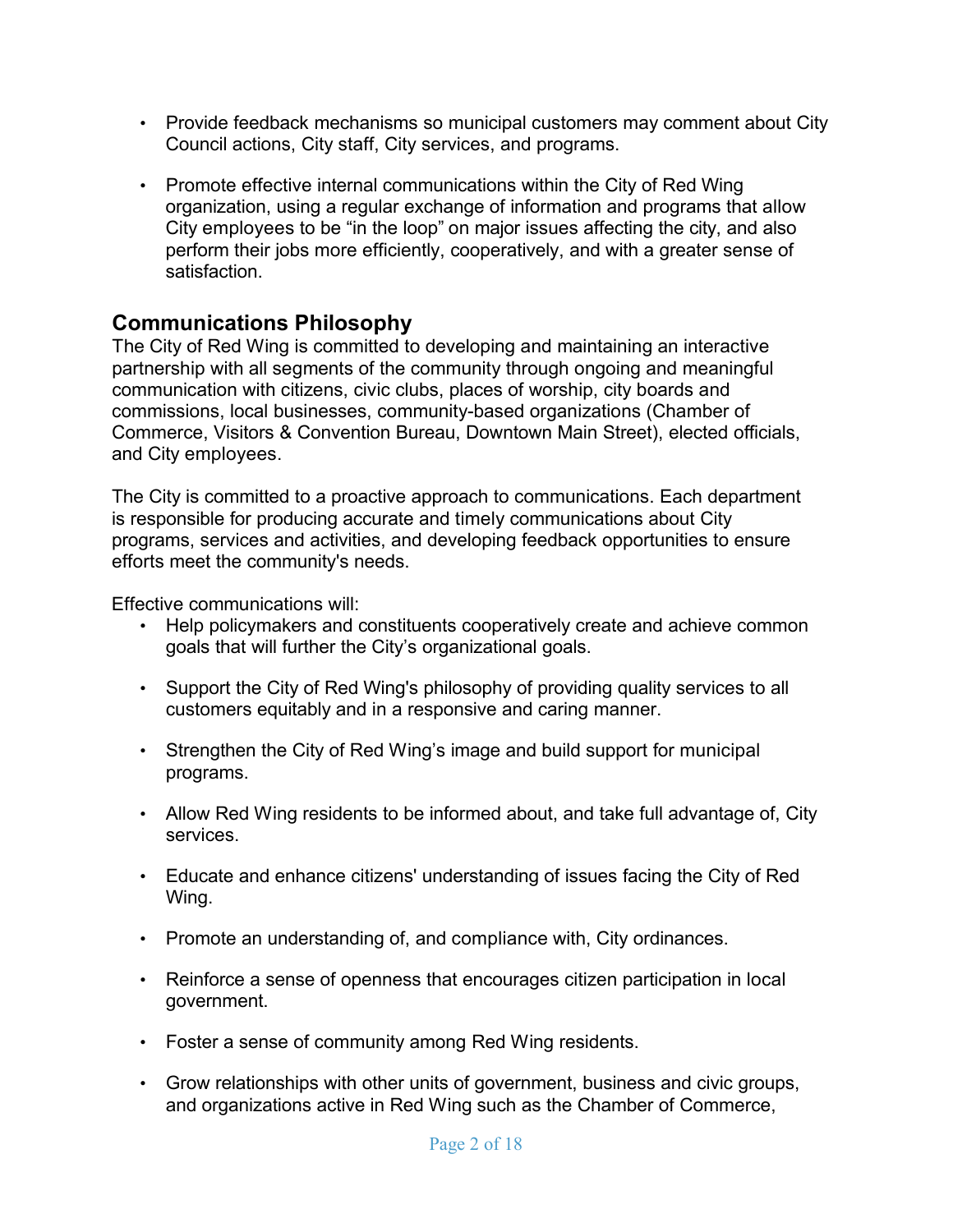- Provide feedback mechanisms so municipal customers may comment about City Council actions, City staff, City services, and programs.

- Promote effective internal communications within the City of Red Wing organization, using a regular exchange of information and programs that allow City employees to be "in the loop" on major issues affecting the city, and also perform their jobs more efficiently, cooperatively, and with a greater sense of satisfaction.

## Communications Philosophy

The City of Red Wing is committed to developing and maintaining an interactive partnership with all segments of the community through ongoing and meaningful communication with citizens, civic clubs, places of worship, city boards and commissions, local businesses, community-based organizations (Chamber of Commerce, Visitors & Convention Bureau, Downtown Main Street), elected officials, and City employees.

The City is committed to a proactive approach to communications. Each department is responsible for producing accurate and timely communications about City programs, services and activities, and developing feedback opportunities to ensure efforts meet the community's needs.

Effective communications will:

- Help policymakers and constituents cooperatively create and achieve common goals that will further the City's organizational goals.

- Support the City of Red Wing's philosophy of providing quality services to all customers equitably and in a responsive and caring manner.

- Strengthen the City of Red Wing's image and build support for municipal programs.

- Allow Red Wing residents to be informed about, and take full advantage of, City services.

- Educate and enhance citizens' understanding of issues facing the City of Red Wing.

- Promote an understanding of, and compliance with, City ordinances.

- Reinforce a sense of openness that encourages citizen participation in local government.

- Foster a sense of community among Red Wing residents.

- Grow relationships with other units of government, business and civic groups, and organizations active in Red Wing such as the Chamber of Commerce,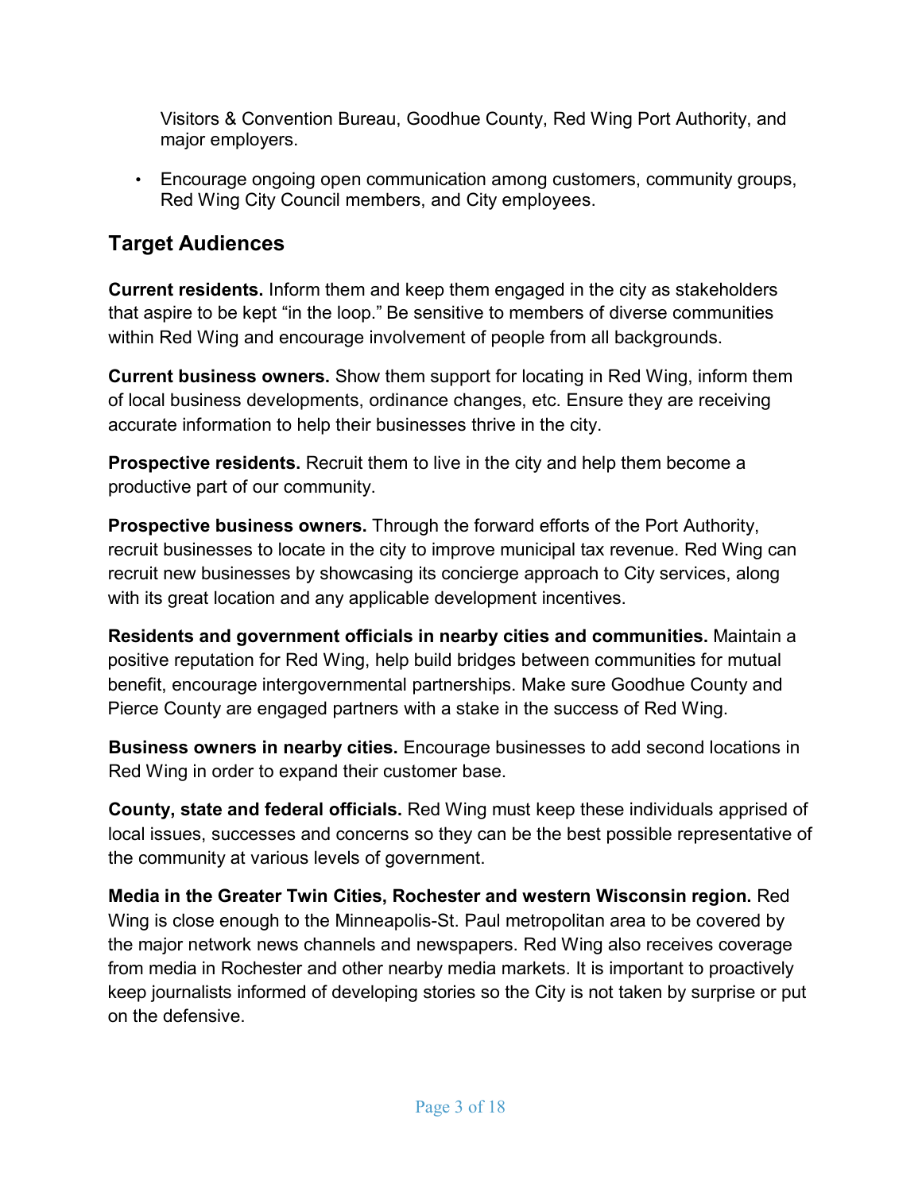Visitors & Convention Bureau, Goodhue County, Red Wing Port Authority, and major employers.

- Encourage ongoing open communication among customers, community groups, Red Wing City Council members, and City employees.

## Target Audiences

**Current residents.** Inform them and keep them engaged in the city as stakeholders that aspire to be kept "in the loop." Be sensitive to members of diverse communities within Red Wing and encourage involvement of people from all backgrounds.

**Current business owners.** Show them support for locating in Red Wing, inform them of local business developments, ordinance changes, etc. Ensure they are receiving accurate information to help their businesses thrive in the city.

**Prospective residents.** Recruit them to live in the city and help them become a productive part of our community.

**Prospective business owners.** Through the forward efforts of the Port Authority, recruit businesses to locate in the city to improve municipal tax revenue. Red Wing can recruit new businesses by showcasing its concierge approach to City services, along with its great location and any applicable development incentives.

**Residents and government officials in nearby cities and communities.** Maintain a positive reputation for Red Wing, help build bridges between communities for mutual benefit, encourage intergovernmental partnerships. Make sure Goodhue County and Pierce County are engaged partners with a stake in the success of Red Wing.

**Business owners in nearby cities.** Encourage businesses to add second locations in Red Wing in order to expand their customer base.

**County, state and federal officials.** Red Wing must keep these individuals apprised of local issues, successes and concerns so they can be the best possible representative of the community at various levels of government.

**Media in the Greater Twin Cities, Rochester and western Wisconsin region.** Red Wing is close enough to the Minneapolis-St. Paul metropolitan area to be covered by the major network news channels and newspapers. Red Wing also receives coverage from media in Rochester and other nearby media markets. It is important to proactively keep journalists informed of developing stories so the City is not taken by surprise or put on the defensive.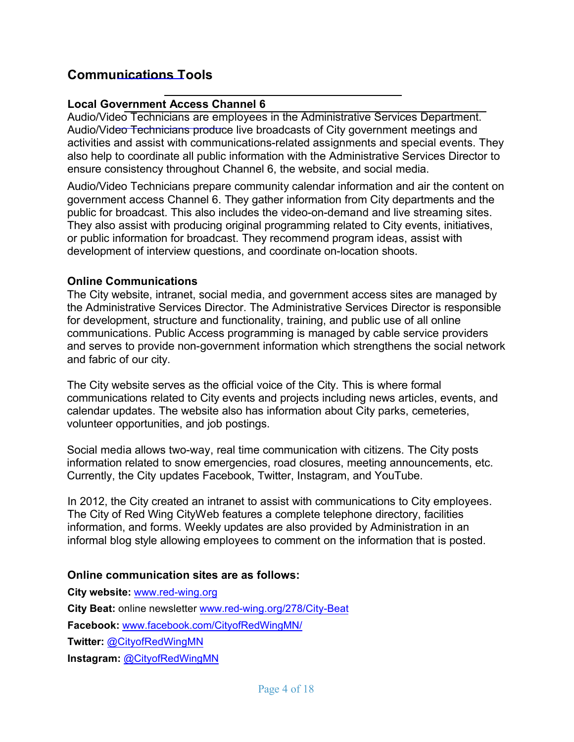## Communications Tools

### Local Government Access Channel 6

Audio/Video Technicians are employees in the Administrative Services Department. Audio/Video Technicians produce live broadcasts of City government meetings and activities and assist with communications-related assignments and special events. They also help to coordinate all public information with the Administrative Services Director to ensure consistency throughout Channel 6, the website, and social media.

Audio/Video Technicians prepare community calendar information and air the content on government access Channel 6. They gather information from City departments and the public for broadcast. This also includes the video-on-demand and live streaming sites. They also assist with producing original programming related to City events, initiatives, or public information for broadcast. They recommend program ideas, assist with development of interview questions, and coordinate on-location shoots.

### Online Communications

The City website, intranet, social media, and government access sites are managed by the Administrative Services Director. The Administrative Services Director is responsible for development, structure and functionality, training, and public use of all online communications. Public Access programming is managed by cable service providers and serves to provide non-government information which strengthens the social network and fabric of our city.

The City website serves as the official voice of the City. This is where formal communications related to City events and projects including news articles, events, and calendar updates. The website also has information about City parks, cemeteries, volunteer opportunities, and job postings.

Social media allows two-way, real time communication with citizens. The City posts information related to snow emergencies, road closures, meeting announcements, etc. Currently, the City updates Facebook, Twitter, Instagram, and YouTube.

In 2012, the City created an intranet to assist with communications to City employees. The City of Red Wing CityWeb features a complete telephone directory, facilities information, and forms. Weekly updates are also provided by Administration in an informal blog style allowing employees to comment on the information that is posted.

### Online communication sites are as follows:

**City website:** www.red-wing.org

**City Beat:** online newsletter www.red-wing.org/278/City-Beat

**Facebook:** www.facebook.com/CityofRedWingMN/

**Twitter:** @CityofRedWingMN

**Instagram:** @CityofRedWingMN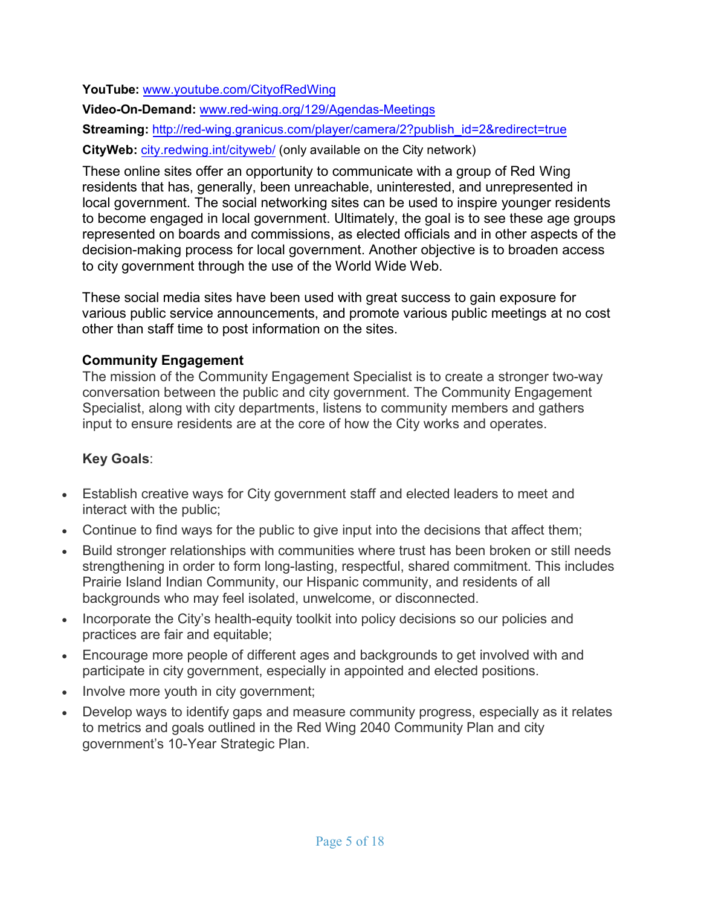**YouTube:** www.youtube.com/CityofRedWing

**Video-On-Demand:** www.red-wing.org/129/Agendas-Meetings

**Streaming:** http://red-wing.granicus.com/player/camera/2?publish_id=2&redirect=true

**CityWeb:** city.redwing.int/cityweb/ (only available on the City network)

These online sites offer an opportunity to communicate with a group of Red Wing residents that has, generally, been unreachable, uninterested, and unrepresented in local government. The social networking sites can be used to inspire younger residents to become engaged in local government. Ultimately, the goal is to see these age groups represented on boards and commissions, as elected officials and in other aspects of the decision-making process for local government. Another objective is to broaden access to city government through the use of the World Wide Web.

These social media sites have been used with great success to gain exposure for various public service announcements, and promote various public meetings at no cost other than staff time to post information on the sites.

### Community Engagement

The mission of the Community Engagement Specialist is to create a stronger two-way conversation between the public and city government. The Community Engagement Specialist, along with city departments, listens to community members and gathers input to ensure residents are at the core of how the City works and operates.

**Key Goals**:

- Establish creative ways for City government staff and elected leaders to meet and interact with the public;
- Continue to find ways for the public to give input into the decisions that affect them;
- Build stronger relationships with communities where trust has been broken or still needs strengthening in order to form long-lasting, respectful, shared commitment. This includes Prairie Island Indian Community, our Hispanic community, and residents of all backgrounds who may feel isolated, unwelcome, or disconnected.
- Incorporate the City's health-equity toolkit into policy decisions so our policies and practices are fair and equitable;
- Encourage more people of different ages and backgrounds to get involved with and participate in city government, especially in appointed and elected positions.
- Involve more youth in city government;
- Develop ways to identify gaps and measure community progress, especially as it relates to metrics and goals outlined in the Red Wing 2040 Community Plan and city government's 10-Year Strategic Plan.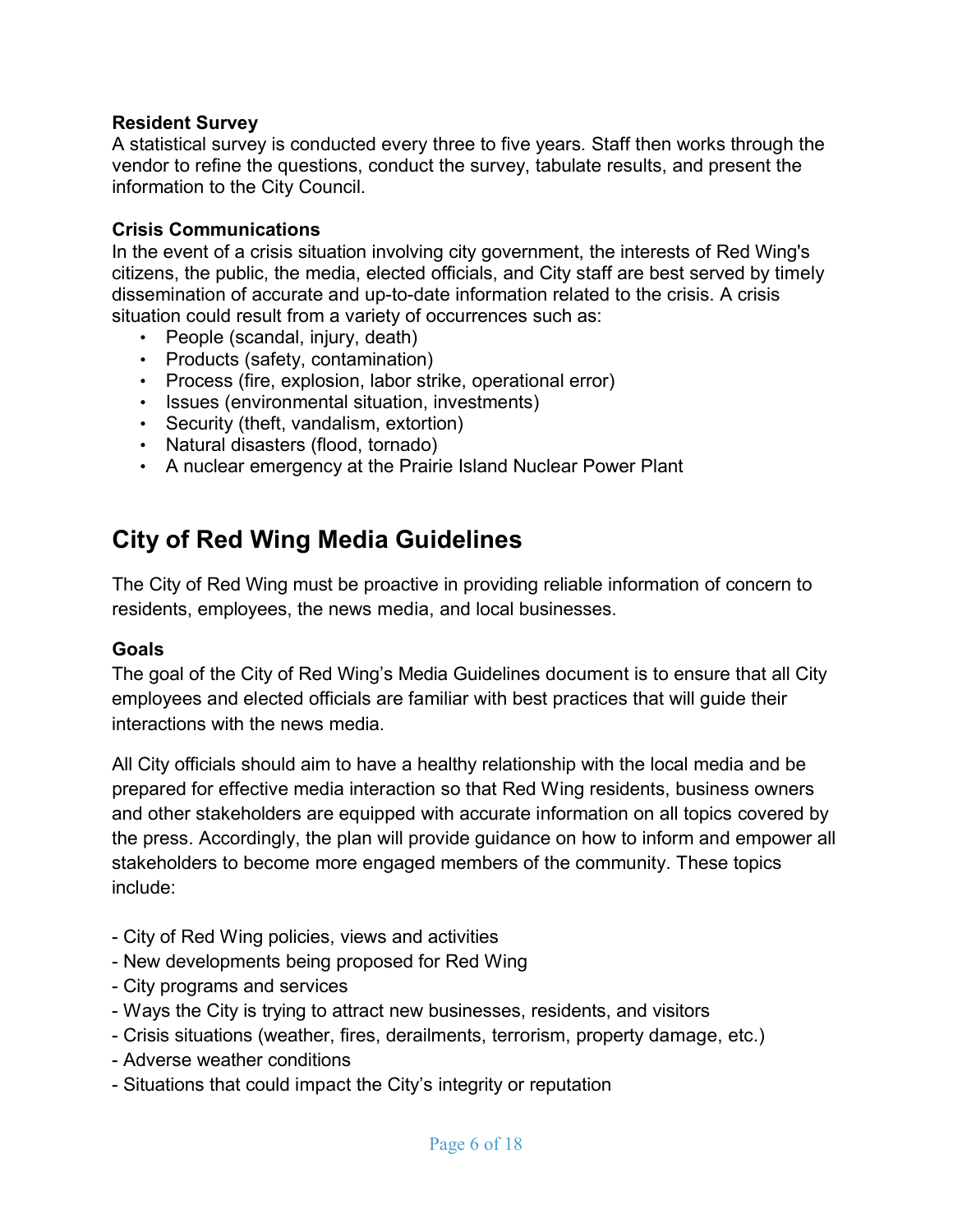**Resident Survey**

A statistical survey is conducted every three to five years. Staff then works through the vendor to refine the questions, conduct the survey, tabulate results, and present the information to the City Council.

**Crisis Communications**

In the event of a crisis situation involving city government, the interests of Red Wing's citizens, the public, the media, elected officials, and City staff are best served by timely dissemination of accurate and up-to-date information related to the crisis. A crisis situation could result from a variety of occurrences such as:

- People (scandal, injury, death)
- Products (safety, contamination)
- Process (fire, explosion, labor strike, operational error)
- Issues (environmental situation, investments)
- Security (theft, vandalism, extortion)
- Natural disasters (flood, tornado)
- A nuclear emergency at the Prairie Island Nuclear Power Plant

## City of Red Wing Media Guidelines

The City of Red Wing must be proactive in providing reliable information of concern to residents, employees, the news media, and local businesses.

**Goals**

The goal of the City of Red Wing's Media Guidelines document is to ensure that all City employees and elected officials are familiar with best practices that will guide their interactions with the news media.

All City officials should aim to have a healthy relationship with the local media and be prepared for effective media interaction so that Red Wing residents, business owners and other stakeholders are equipped with accurate information on all topics covered by the press. Accordingly, the plan will provide guidance on how to inform and empower all stakeholders to become more engaged members of the community. These topics include:

- City of Red Wing policies, views and activities
- New developments being proposed for Red Wing
- City programs and services
- Ways the City is trying to attract new businesses, residents, and visitors
- Crisis situations (weather, fires, derailments, terrorism, property damage, etc.)
- Adverse weather conditions
- Situations that could impact the City's integrity or reputation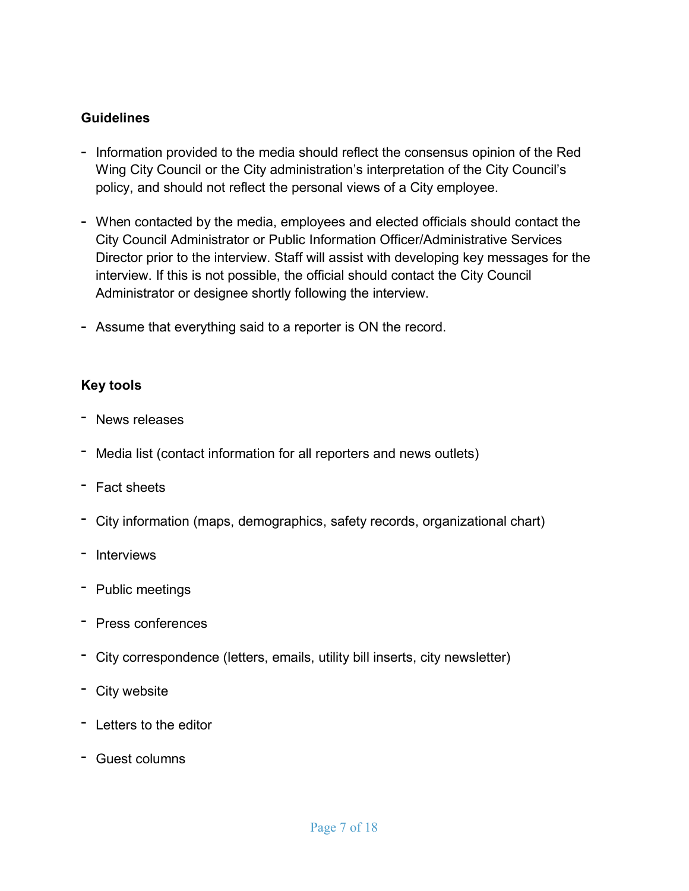**Guidelines**

- Information provided to the media should reflect the consensus opinion of the Red Wing City Council or the City administration's interpretation of the City Council's policy, and should not reflect the personal views of a City employee.

- When contacted by the media, employees and elected officials should contact the City Council Administrator or Public Information Officer/Administrative Services Director prior to the interview. Staff will assist with developing key messages for the interview. If this is not possible, the official should contact the City Council Administrator or designee shortly following the interview.

- Assume that everything said to a reporter is ON the record.

**Key tools**

- News releases
- Media list (contact information for all reporters and news outlets)
- Fact sheets
- City information (maps, demographics, safety records, organizational chart)
- Interviews
- Public meetings
- Press conferences
- City correspondence (letters, emails, utility bill inserts, city newsletter)
- City website
- Letters to the editor
- Guest columns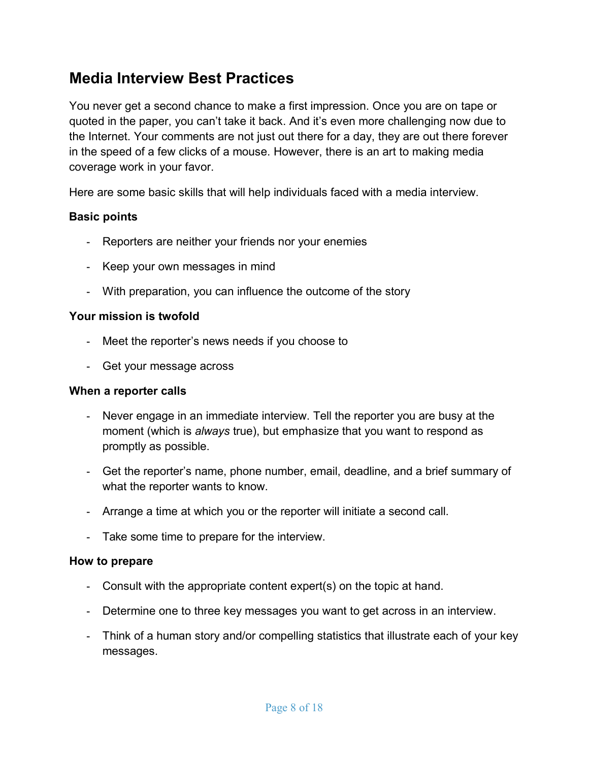## Media Interview Best Practices

You never get a second chance to make a first impression. Once you are on tape or quoted in the paper, you can't take it back. And it's even more challenging now due to the Internet. Your comments are not just out there for a day, they are out there forever in the speed of a few clicks of a mouse. However, there is an art to making media coverage work in your favor.

Here are some basic skills that will help individuals faced with a media interview.

**Basic points**

- Reporters are neither your friends nor your enemies
- Keep your own messages in mind
- With preparation, you can influence the outcome of the story

**Your mission is twofold**

- Meet the reporter's news needs if you choose to
- Get your message across

**When a reporter calls**

- Never engage in an immediate interview. Tell the reporter you are busy at the moment (which is *always* true), but emphasize that you want to respond as promptly as possible.
- Get the reporter's name, phone number, email, deadline, and a brief summary of what the reporter wants to know.
- Arrange a time at which you or the reporter will initiate a second call.
- Take some time to prepare for the interview.

**How to prepare**

- Consult with the appropriate content expert(s) on the topic at hand.
- Determine one to three key messages you want to get across in an interview.
- Think of a human story and/or compelling statistics that illustrate each of your key messages.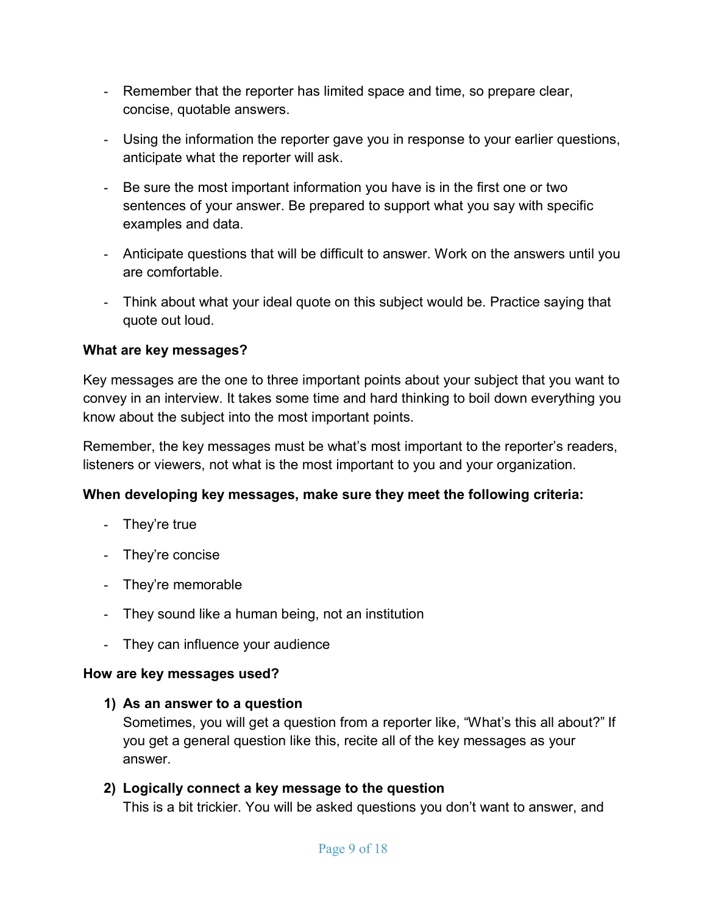- Remember that the reporter has limited space and time, so prepare clear, concise, quotable answers.

- Using the information the reporter gave you in response to your earlier questions, anticipate what the reporter will ask.

- Be sure the most important information you have is in the first one or two sentences of your answer. Be prepared to support what you say with specific examples and data.

- Anticipate questions that will be difficult to answer. Work on the answers until you are comfortable.

- Think about what your ideal quote on this subject would be. Practice saying that quote out loud.

**What are key messages?**

Key messages are the one to three important points about your subject that you want to convey in an interview. It takes some time and hard thinking to boil down everything you know about the subject into the most important points.

Remember, the key messages must be what's most important to the reporter's readers, listeners or viewers, not what is the most important to you and your organization.

**When developing key messages, make sure they meet the following criteria:**

- They're true

- They're concise

- They're memorable

- They sound like a human being, not an institution

- They can influence your audience

**How are key messages used?**

1) **As an answer to a question**
   Sometimes, you will get a question from a reporter like, "What's this all about?" If you get a general question like this, recite all of the key messages as your answer.

2) **Logically connect a key message to the question**
   This is a bit trickier. You will be asked questions you don't want to answer, and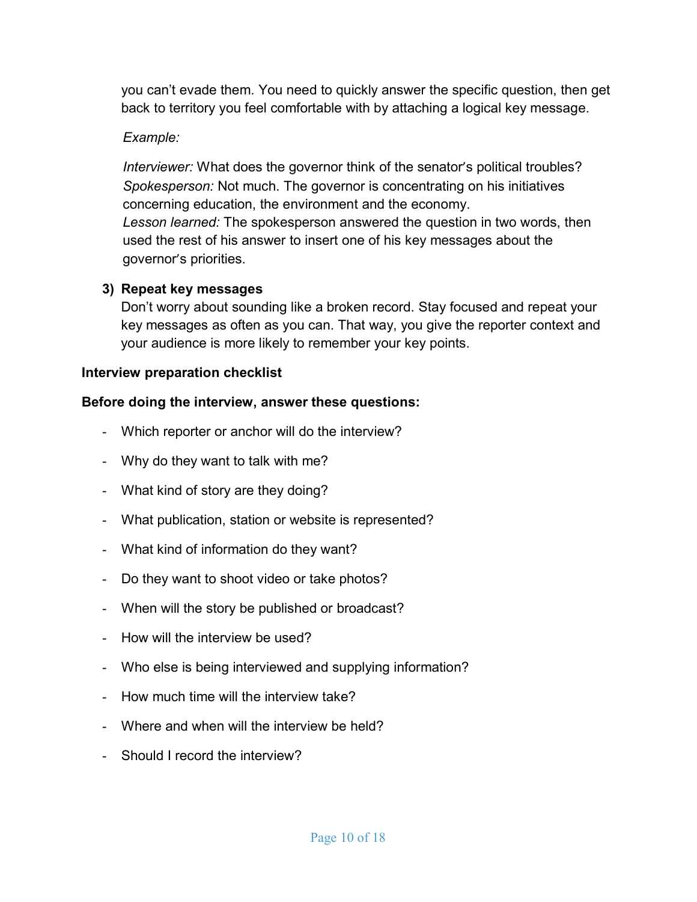you can't evade them. You need to quickly answer the specific question, then get back to territory you feel comfortable with by attaching a logical key message.

*Example:*

*Interviewer:* What does the governor think of the senator's political troubles?
*Spokesperson:* Not much. The governor is concentrating on his initiatives concerning education, the environment and the economy.
*Lesson learned:* The spokesperson answered the question in two words, then used the rest of his answer to insert one of his key messages about the governor's priorities.

3) **Repeat key messages**
Don't worry about sounding like a broken record. Stay focused and repeat your key messages as often as you can. That way, you give the reporter context and your audience is more likely to remember your key points.

**Interview preparation checklist**

**Before doing the interview, answer these questions:**

- Which reporter or anchor will do the interview?
- Why do they want to talk with me?
- What kind of story are they doing?
- What publication, station or website is represented?
- What kind of information do they want?
- Do they want to shoot video or take photos?
- When will the story be published or broadcast?
- How will the interview be used?
- Who else is being interviewed and supplying information?
- How much time will the interview take?
- Where and when will the interview be held?
- Should I record the interview?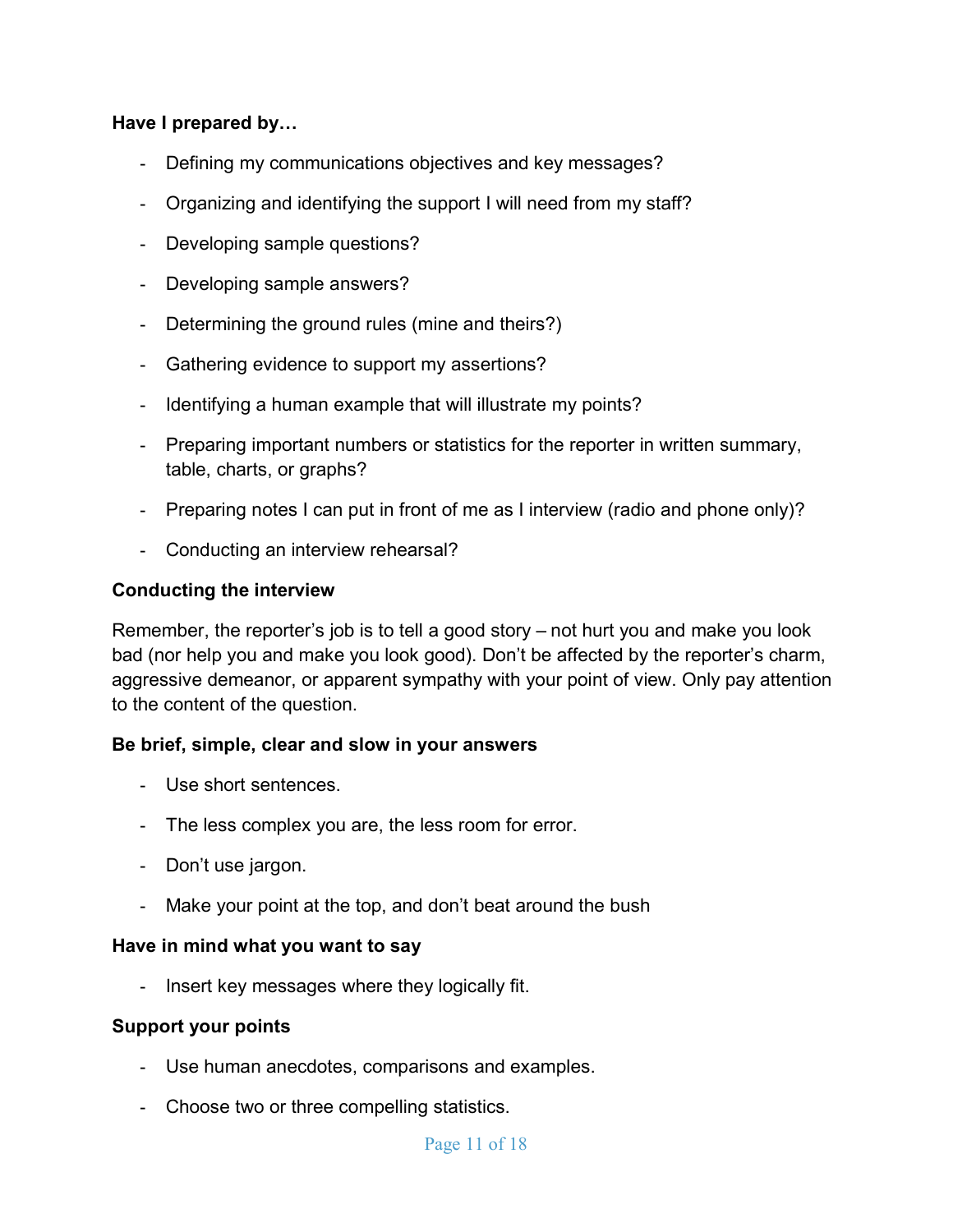**Have I prepared by…**

- Defining my communications objectives and key messages?
- Organizing and identifying the support I will need from my staff?
- Developing sample questions?
- Developing sample answers?
- Determining the ground rules (mine and theirs?)
- Gathering evidence to support my assertions?
- Identifying a human example that will illustrate my points?
- Preparing important numbers or statistics for the reporter in written summary, table, charts, or graphs?
- Preparing notes I can put in front of me as I interview (radio and phone only)?
- Conducting an interview rehearsal?

**Conducting the interview**

Remember, the reporter's job is to tell a good story – not hurt you and make you look bad (nor help you and make you look good). Don't be affected by the reporter's charm, aggressive demeanor, or apparent sympathy with your point of view. Only pay attention to the content of the question.

**Be brief, simple, clear and slow in your answers**

- Use short sentences.
- The less complex you are, the less room for error.
- Don't use jargon.
- Make your point at the top, and don't beat around the bush

**Have in mind what you want to say**

- Insert key messages where they logically fit.

**Support your points**

- Use human anecdotes, comparisons and examples.
- Choose two or three compelling statistics.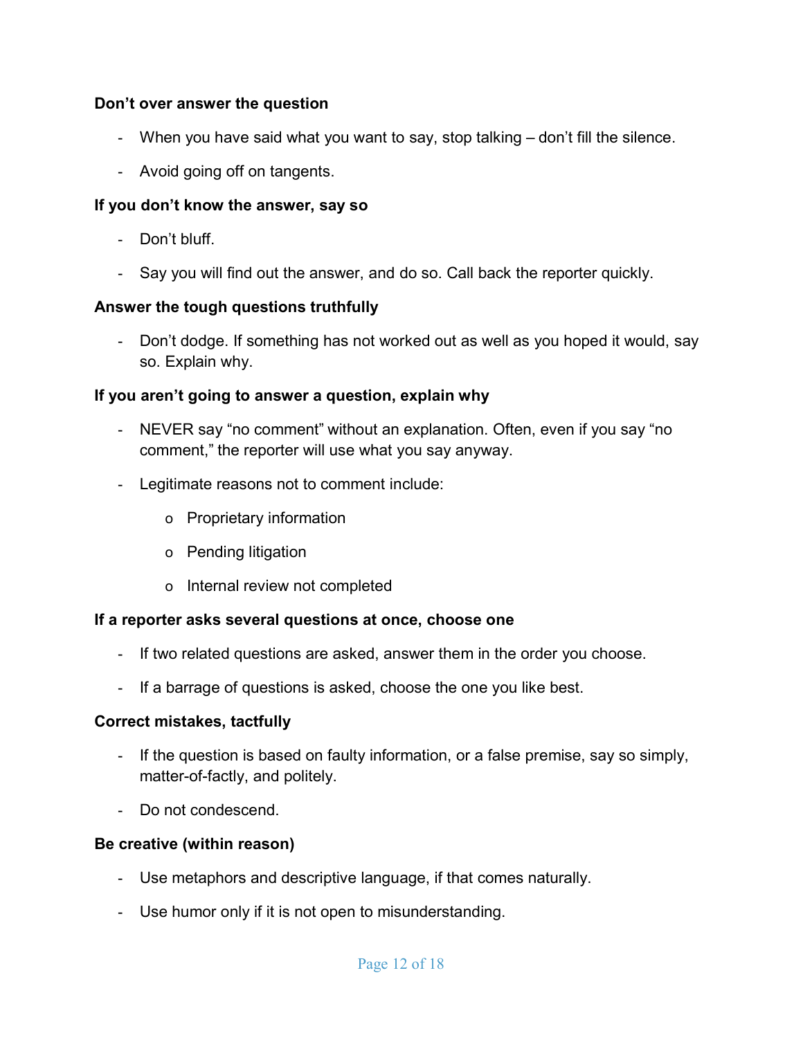**Don't over answer the question**

- When you have said what you want to say, stop talking – don't fill the silence.
- Avoid going off on tangents.

**If you don't know the answer, say so**

- Don't bluff.
- Say you will find out the answer, and do so. Call back the reporter quickly.

**Answer the tough questions truthfully**

- Don't dodge. If something has not worked out as well as you hoped it would, say so. Explain why.

**If you aren't going to answer a question, explain why**

- NEVER say "no comment" without an explanation. Often, even if you say "no comment," the reporter will use what you say anyway.
- Legitimate reasons not to comment include:
    - Proprietary information
    - Pending litigation
    - Internal review not completed

**If a reporter asks several questions at once, choose one**

- If two related questions are asked, answer them in the order you choose.
- If a barrage of questions is asked, choose the one you like best.

**Correct mistakes, tactfully**

- If the question is based on faulty information, or a false premise, say so simply, matter-of-factly, and politely.
- Do not condescend.

**Be creative (within reason)**

- Use metaphors and descriptive language, if that comes naturally.
- Use humor only if it is not open to misunderstanding.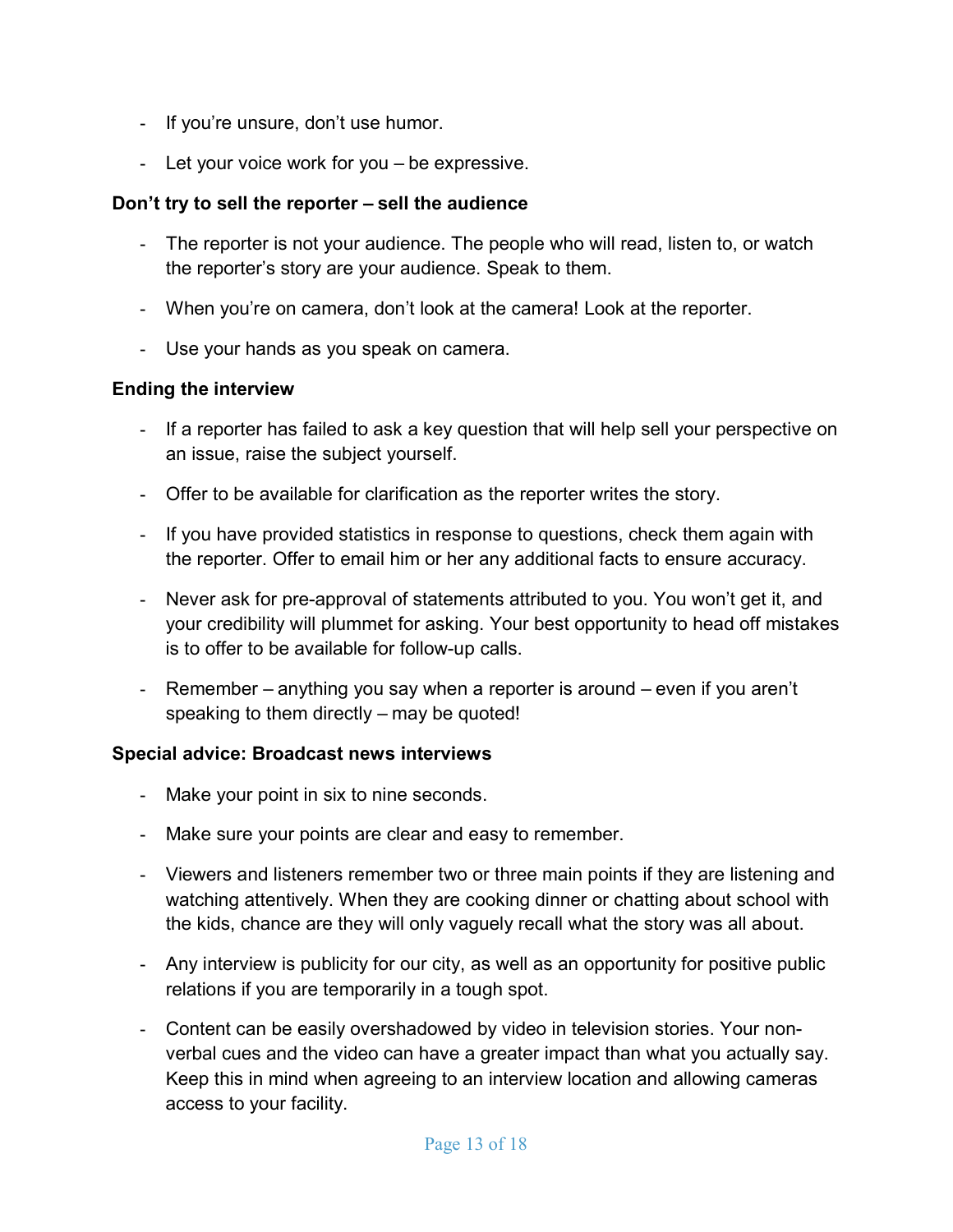- If you're unsure, don't use humor.
- Let your voice work for you – be expressive.

**Don't try to sell the reporter – sell the audience**

- The reporter is not your audience. The people who will read, listen to, or watch the reporter's story are your audience. Speak to them.
- When you're on camera, don't look at the camera! Look at the reporter.
- Use your hands as you speak on camera.

**Ending the interview**

- If a reporter has failed to ask a key question that will help sell your perspective on an issue, raise the subject yourself.
- Offer to be available for clarification as the reporter writes the story.
- If you have provided statistics in response to questions, check them again with the reporter. Offer to email him or her any additional facts to ensure accuracy.
- Never ask for pre-approval of statements attributed to you. You won't get it, and your credibility will plummet for asking. Your best opportunity to head off mistakes is to offer to be available for follow-up calls.
- Remember – anything you say when a reporter is around – even if you aren't speaking to them directly – may be quoted!

**Special advice: Broadcast news interviews**

- Make your point in six to nine seconds.
- Make sure your points are clear and easy to remember.
- Viewers and listeners remember two or three main points if they are listening and watching attentively. When they are cooking dinner or chatting about school with the kids, chance are they will only vaguely recall what the story was all about.
- Any interview is publicity for our city, as well as an opportunity for positive public relations if you are temporarily in a tough spot.
- Content can be easily overshadowed by video in television stories. Your non-verbal cues and the video can have a greater impact than what you actually say. Keep this in mind when agreeing to an interview location and allowing cameras access to your facility.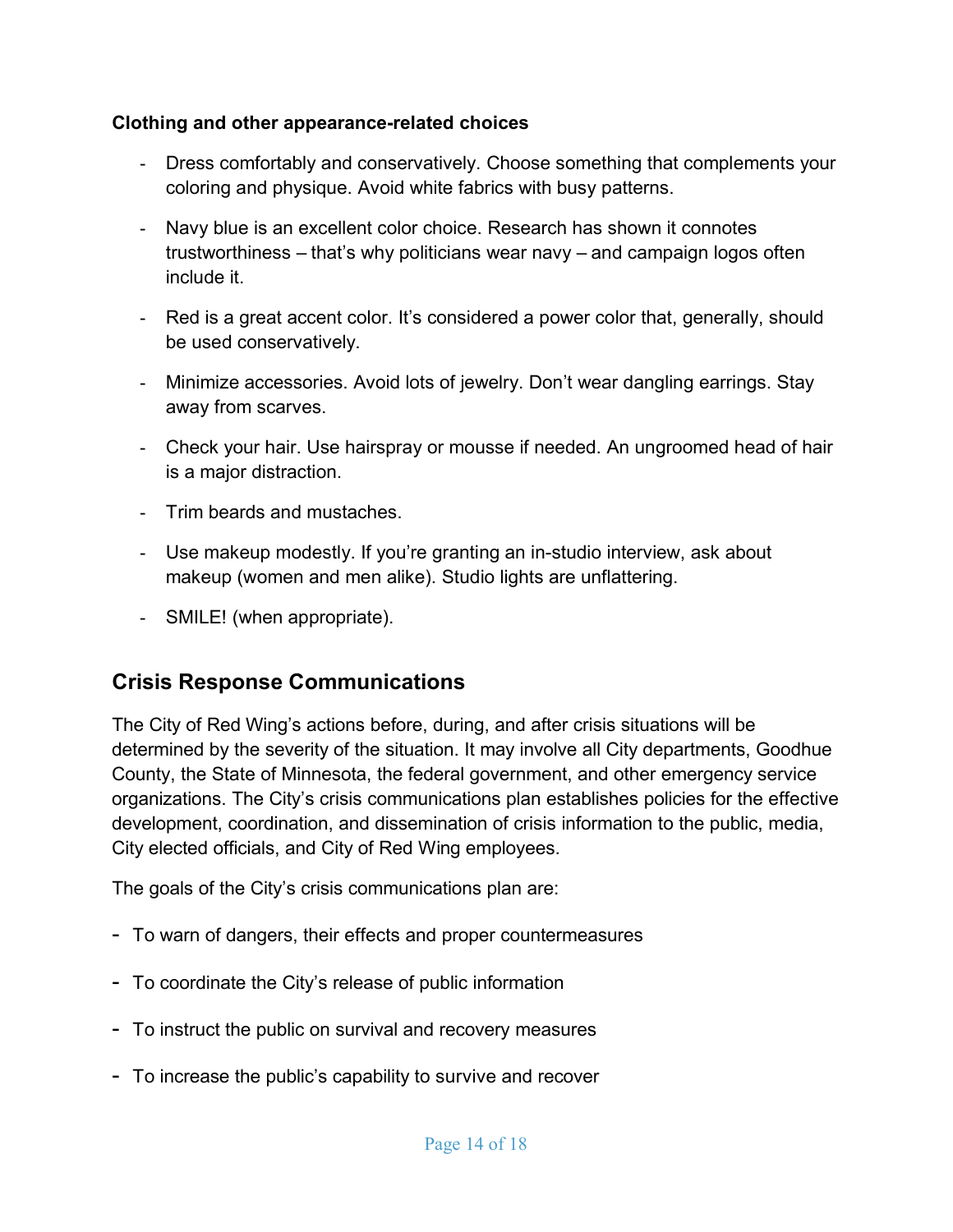**Clothing and other appearance-related choices**

- Dress comfortably and conservatively. Choose something that complements your coloring and physique. Avoid white fabrics with busy patterns.

- Navy blue is an excellent color choice. Research has shown it connotes trustworthiness – that's why politicians wear navy – and campaign logos often include it.

- Red is a great accent color. It's considered a power color that, generally, should be used conservatively.

- Minimize accessories. Avoid lots of jewelry. Don't wear dangling earrings. Stay away from scarves.

- Check your hair. Use hairspray or mousse if needed. An ungroomed head of hair is a major distraction.

- Trim beards and mustaches.

- Use makeup modestly. If you're granting an in-studio interview, ask about makeup (women and men alike). Studio lights are unflattering.

- SMILE! (when appropriate).

## Crisis Response Communications

The City of Red Wing's actions before, during, and after crisis situations will be determined by the severity of the situation. It may involve all City departments, Goodhue County, the State of Minnesota, the federal government, and other emergency service organizations. The City's crisis communications plan establishes policies for the effective development, coordination, and dissemination of crisis information to the public, media, City elected officials, and City of Red Wing employees.

The goals of the City's crisis communications plan are:

- To warn of dangers, their effects and proper countermeasures
- To coordinate the City's release of public information
- To instruct the public on survival and recovery measures
- To increase the public's capability to survive and recover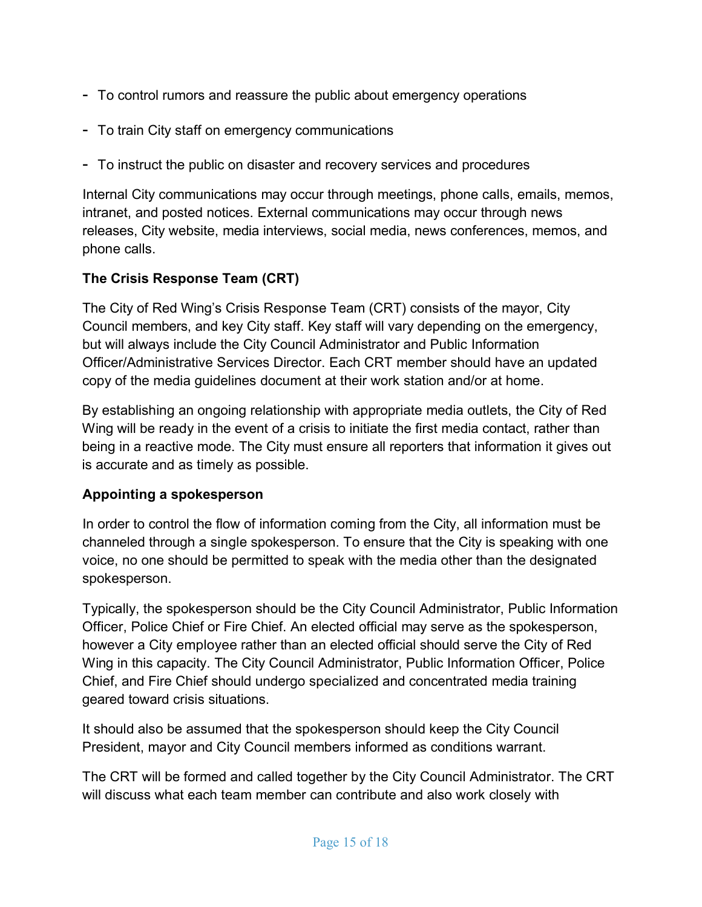- To control rumors and reassure the public about emergency operations
- To train City staff on emergency communications
- To instruct the public on disaster and recovery services and procedures

Internal City communications may occur through meetings, phone calls, emails, memos, intranet, and posted notices. External communications may occur through news releases, City website, media interviews, social media, news conferences, memos, and phone calls.

**The Crisis Response Team (CRT)**

The City of Red Wing's Crisis Response Team (CRT) consists of the mayor, City Council members, and key City staff. Key staff will vary depending on the emergency, but will always include the City Council Administrator and Public Information Officer/Administrative Services Director. Each CRT member should have an updated copy of the media guidelines document at their work station and/or at home.

By establishing an ongoing relationship with appropriate media outlets, the City of Red Wing will be ready in the event of a crisis to initiate the first media contact, rather than being in a reactive mode. The City must ensure all reporters that information it gives out is accurate and as timely as possible.

**Appointing a spokesperson**

In order to control the flow of information coming from the City, all information must be channeled through a single spokesperson. To ensure that the City is speaking with one voice, no one should be permitted to speak with the media other than the designated spokesperson.

Typically, the spokesperson should be the City Council Administrator, Public Information Officer, Police Chief or Fire Chief. An elected official may serve as the spokesperson, however a City employee rather than an elected official should serve the City of Red Wing in this capacity. The City Council Administrator, Public Information Officer, Police Chief, and Fire Chief should undergo specialized and concentrated media training geared toward crisis situations.

It should also be assumed that the spokesperson should keep the City Council President, mayor and City Council members informed as conditions warrant.

The CRT will be formed and called together by the City Council Administrator. The CRT will discuss what each team member can contribute and also work closely with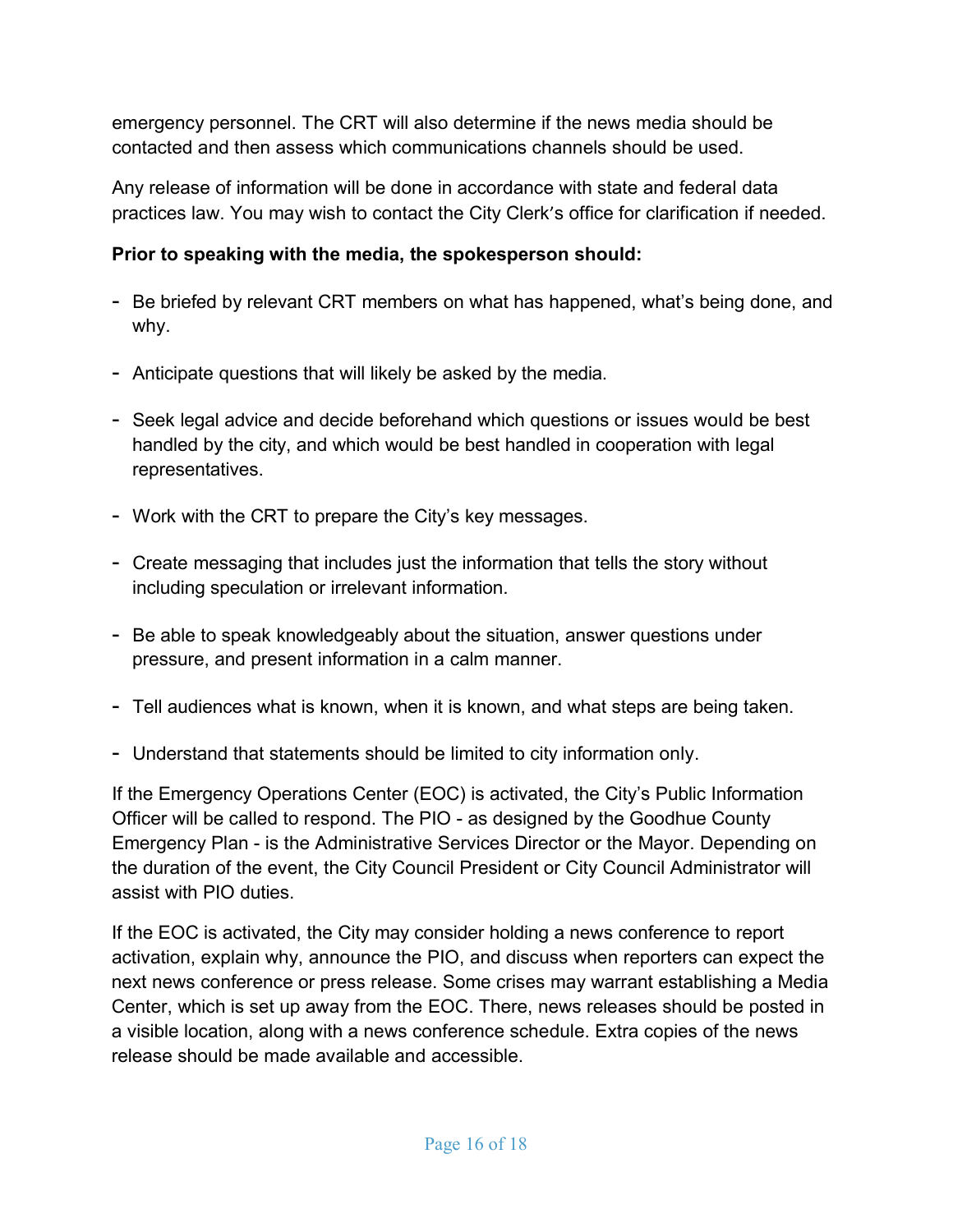emergency personnel. The CRT will also determine if the news media should be contacted and then assess which communications channels should be used.

Any release of information will be done in accordance with state and federal data practices law. You may wish to contact the City Clerk's office for clarification if needed.

**Prior to speaking with the media, the spokesperson should:**

- Be briefed by relevant CRT members on what has happened, what's being done, and why.
- Anticipate questions that will likely be asked by the media.
- Seek legal advice and decide beforehand which questions or issues would be best handled by the city, and which would be best handled in cooperation with legal representatives.
- Work with the CRT to prepare the City's key messages.
- Create messaging that includes just the information that tells the story without including speculation or irrelevant information.
- Be able to speak knowledgeably about the situation, answer questions under pressure, and present information in a calm manner.
- Tell audiences what is known, when it is known, and what steps are being taken.
- Understand that statements should be limited to city information only.

If the Emergency Operations Center (EOC) is activated, the City's Public Information Officer will be called to respond. The PIO - as designed by the Goodhue County Emergency Plan - is the Administrative Services Director or the Mayor. Depending on the duration of the event, the City Council President or City Council Administrator will assist with PIO duties.

If the EOC is activated, the City may consider holding a news conference to report activation, explain why, announce the PIO, and discuss when reporters can expect the next news conference or press release. Some crises may warrant establishing a Media Center, which is set up away from the EOC. There, news releases should be posted in a visible location, along with a news conference schedule. Extra copies of the news release should be made available and accessible.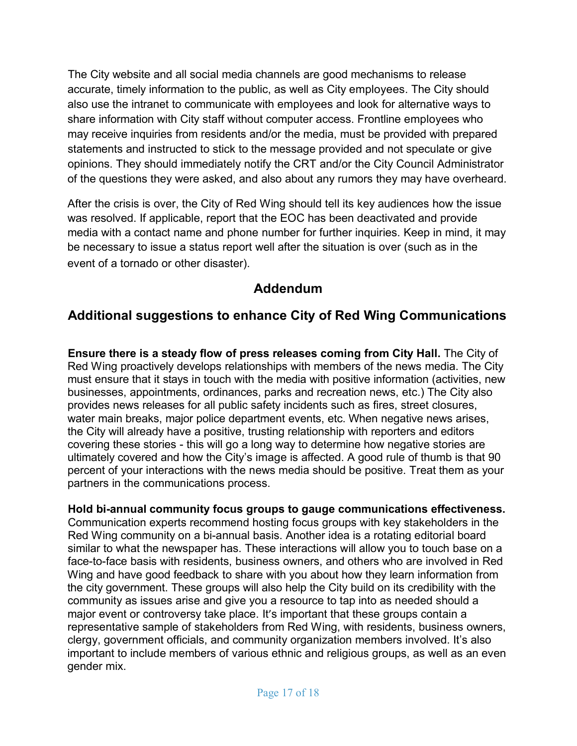The City website and all social media channels are good mechanisms to release accurate, timely information to the public, as well as City employees. The City should also use the intranet to communicate with employees and look for alternative ways to share information with City staff without computer access. Frontline employees who may receive inquiries from residents and/or the media, must be provided with prepared statements and instructed to stick to the message provided and not speculate or give opinions. They should immediately notify the CRT and/or the City Council Administrator of the questions they were asked, and also about any rumors they may have overheard.

After the crisis is over, the City of Red Wing should tell its key audiences how the issue was resolved. If applicable, report that the EOC has been deactivated and provide media with a contact name and phone number for further inquiries. Keep in mind, it may be necessary to issue a status report well after the situation is over (such as in the event of a tornado or other disaster).

## Addendum

## Additional suggestions to enhance City of Red Wing Communications

**Ensure there is a steady flow of press releases coming from City Hall.** The City of Red Wing proactively develops relationships with members of the news media. The City must ensure that it stays in touch with the media with positive information (activities, new businesses, appointments, ordinances, parks and recreation news, etc.) The City also provides news releases for all public safety incidents such as fires, street closures, water main breaks, major police department events, etc. When negative news arises, the City will already have a positive, trusting relationship with reporters and editors covering these stories - this will go a long way to determine how negative stories are ultimately covered and how the City's image is affected. A good rule of thumb is that 90 percent of your interactions with the news media should be positive. Treat them as your partners in the communications process.

**Hold bi-annual community focus groups to gauge communications effectiveness.** Communication experts recommend hosting focus groups with key stakeholders in the Red Wing community on a bi-annual basis. Another idea is a rotating editorial board similar to what the newspaper has. These interactions will allow you to touch base on a face-to-face basis with residents, business owners, and others who are involved in Red Wing and have good feedback to share with you about how they learn information from the city government. These groups will also help the City build on its credibility with the community as issues arise and give you a resource to tap into as needed should a major event or controversy take place. It's important that these groups contain a representative sample of stakeholders from Red Wing, with residents, business owners, clergy, government officials, and community organization members involved. It's also important to include members of various ethnic and religious groups, as well as an even gender mix.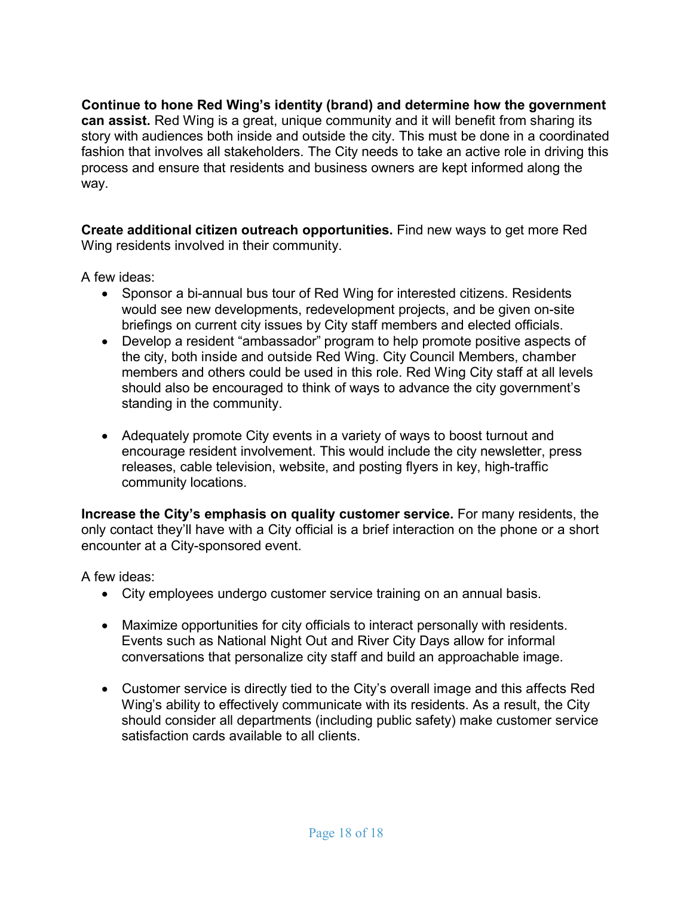**Continue to hone Red Wing's identity (brand) and determine how the government can assist.** Red Wing is a great, unique community and it will benefit from sharing its story with audiences both inside and outside the city. This must be done in a coordinated fashion that involves all stakeholders. The City needs to take an active role in driving this process and ensure that residents and business owners are kept informed along the way.

**Create additional citizen outreach opportunities.** Find new ways to get more Red Wing residents involved in their community.

A few ideas:

- Sponsor a bi-annual bus tour of Red Wing for interested citizens. Residents would see new developments, redevelopment projects, and be given on-site briefings on current city issues by City staff members and elected officials.
- Develop a resident "ambassador" program to help promote positive aspects of the city, both inside and outside Red Wing. City Council Members, chamber members and others could be used in this role. Red Wing City staff at all levels should also be encouraged to think of ways to advance the city government's standing in the community.
- Adequately promote City events in a variety of ways to boost turnout and encourage resident involvement. This would include the city newsletter, press releases, cable television, website, and posting flyers in key, high-traffic community locations.

**Increase the City's emphasis on quality customer service.** For many residents, the only contact they'll have with a City official is a brief interaction on the phone or a short encounter at a City-sponsored event.

A few ideas:

- City employees undergo customer service training on an annual basis.
- Maximize opportunities for city officials to interact personally with residents. Events such as National Night Out and River City Days allow for informal conversations that personalize city staff and build an approachable image.
- Customer service is directly tied to the City's overall image and this affects Red Wing's ability to effectively communicate with its residents. As a result, the City should consider all departments (including public safety) make customer service satisfaction cards available to all clients.